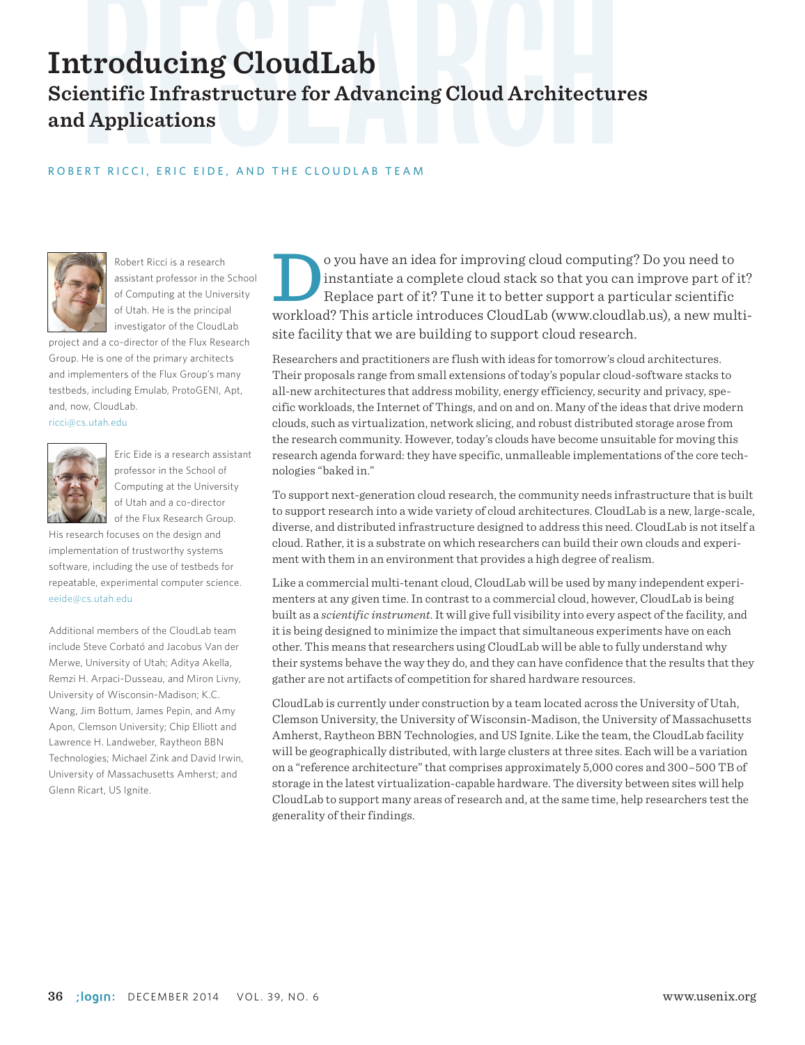# Introducing CloudLab

## Scientific Infrastructure for Advancing Cloud Architectures and Applications

ROBERT RICCI, ERIC EIDE, AND THE CLOUDLAB TEAM

Robert Ricci is a research assistant professor in the School of Computing at the University of Utah. He is the principal investigator of the CloudLab project and a co-director of the Flux Research Group. He is one of the primary architects and implementers of the Flux Group's many testbeds, including Emulab, ProtoGENI, Apt, and, now, CloudLab.
ricci@cs.utah.edu

Eric Eide is a research assistant professor in the School of Computing at the University of Utah and a co-director of the Flux Research Group. His research focuses on the design and implementation of trustworthy systems software, including the use of testbeds for repeatable, experimental computer science.
eeide@cs.utah.edu

Additional members of the CloudLab team include Steve Corbató and Jacobus Van der Merwe, University of Utah; Aditya Akella, Remzi H. Arpaci-Dusseau, and Miron Livny, University of Wisconsin-Madison; K.C. Wang, Jim Bottum, James Pepin, and Amy Apon, Clemson University; Chip Elliott and Lawrence H. Landweber, Raytheon BBN Technologies; Michael Zink and David Irwin, University of Massachusetts Amherst; and Glenn Ricart, US Ignite.

Do you have an idea for improving cloud computing? Do you need to instantiate a complete cloud stack so that you can improve part of it? Replace part of it? Tune it to better support a particular scientific workload? This article introduces CloudLab (www.cloudlab.us), a new multi-site facility that we are building to support cloud research.

Researchers and practitioners are flush with ideas for tomorrow's cloud architectures. Their proposals range from small extensions of today's popular cloud-software stacks to all-new architectures that address mobility, energy efficiency, security and privacy, specific workloads, the Internet of Things, and on and on. Many of the ideas that drive modern clouds, such as virtualization, network slicing, and robust distributed storage arose from the research community. However, today's clouds have become unsuitable for moving this research agenda forward: they have specific, unmalleable implementations of the core technologies "baked in."

To support next-generation cloud research, the community needs infrastructure that is built to support research into a wide variety of cloud architectures. CloudLab is a new, large-scale, diverse, and distributed infrastructure designed to address this need. CloudLab is not itself a cloud. Rather, it is a substrate on which researchers can build their own clouds and experiment with them in an environment that provides a high degree of realism.

Like a commercial multi-tenant cloud, CloudLab will be used by many independent experimenters at any given time. In contrast to a commercial cloud, however, CloudLab is being built as a *scientific instrument*. It will give full visibility into every aspect of the facility, and it is being designed to minimize the impact that simultaneous experiments have on each other. This means that researchers using CloudLab will be able to fully understand why their systems behave the way they do, and they can have confidence that the results that they gather are not artifacts of competition for shared hardware resources.

CloudLab is currently under construction by a team located across the University of Utah, Clemson University, the University of Wisconsin-Madison, the University of Massachusetts Amherst, Raytheon BBN Technologies, and US Ignite. Like the team, the CloudLab facility will be geographically distributed, with large clusters at three sites. Each will be a variation on a "reference architecture" that comprises approximately 5,000 cores and 300–500 TB of storage in the latest virtualization-capable hardware. The diversity between sites will help CloudLab to support many areas of research and, at the same time, help researchers test the generality of their findings.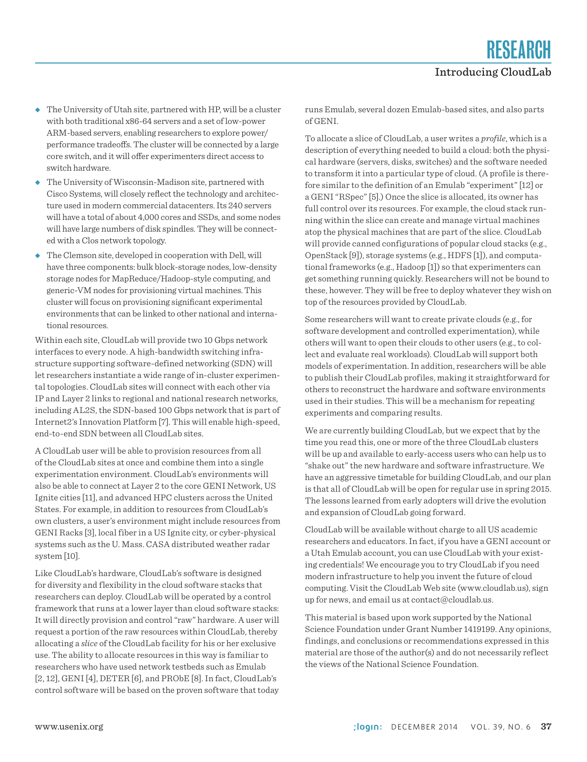- The University of Utah site, partnered with HP, will be a cluster with both traditional x86-64 servers and a set of low-power ARM-based servers, enabling researchers to explore power/performance tradeoffs. The cluster will be connected by a large core switch, and it will offer experimenters direct access to switch hardware.
- The University of Wisconsin-Madison site, partnered with Cisco Systems, will closely reflect the technology and architecture used in modern commercial datacenters. Its 240 servers will have a total of about 4,000 cores and SSDs, and some nodes will have large numbers of disk spindles. They will be connected with a Clos network topology.
- The Clemson site, developed in cooperation with Dell, will have three components: bulk block-storage nodes, low-density storage nodes for MapReduce/Hadoop-style computing, and generic-VM nodes for provisioning virtual machines. This cluster will focus on provisioning significant experimental environments that can be linked to other national and international resources.

Within each site, CloudLab will provide two 10 Gbps network interfaces to every node. A high-bandwidth switching infrastructure supporting software-defined networking (SDN) will let researchers instantiate a wide range of in-cluster experimental topologies. CloudLab sites will connect with each other via IP and Layer 2 links to regional and national research networks, including AL2S, the SDN-based 100 Gbps network that is part of Internet2's Innovation Platform [7]. This will enable high-speed, end-to-end SDN between all CloudLab sites.

A CloudLab user will be able to provision resources from all of the CloudLab sites at once and combine them into a single experimentation environment. CloudLab's environments will also be able to connect at Layer 2 to the core GENI Network, US Ignite cities [11], and advanced HPC clusters across the United States. For example, in addition to resources from CloudLab's own clusters, a user's environment might include resources from GENI Racks [3], local fiber in a US Ignite city, or cyber-physical systems such as the U. Mass. CASA distributed weather radar system [10].

Like CloudLab's hardware, CloudLab's software is designed for diversity and flexibility in the cloud software stacks that researchers can deploy. CloudLab will be operated by a control framework that runs at a lower layer than cloud software stacks: It will directly provision and control "raw" hardware. A user will request a portion of the raw resources within CloudLab, thereby allocating a *slice* of the CloudLab facility for his or her exclusive use. The ability to allocate resources in this way is familiar to researchers who have used network testbeds such as Emulab [2, 12], GENI [4], DETER [6], and PRObE [8]. In fact, CloudLab's control software will be based on the proven software that today runs Emulab, several dozen Emulab-based sites, and also parts of GENI.

To allocate a slice of CloudLab, a user writes a *profile*, which is a description of everything needed to build a cloud: both the physical hardware (servers, disks, switches) and the software needed to transform it into a particular type of cloud. (A profile is therefore similar to the definition of an Emulab "experiment" [12] or a GENI "RSpec" [5].) Once the slice is allocated, its owner has full control over its resources. For example, the cloud stack running within the slice can create and manage virtual machines atop the physical machines that are part of the slice. CloudLab will provide canned configurations of popular cloud stacks (e.g., OpenStack [9]), storage systems (e.g., HDFS [1]), and computational frameworks (e.g., Hadoop [1]) so that experimenters can get something running quickly. Researchers will not be bound to these, however. They will be free to deploy whatever they wish on top of the resources provided by CloudLab.

Some researchers will want to create private clouds (e.g., for software development and controlled experimentation), while others will want to open their clouds to other users (e.g., to collect and evaluate real workloads). CloudLab will support both models of experimentation. In addition, researchers will be able to publish their CloudLab profiles, making it straightforward for others to reconstruct the hardware and software environments used in their studies. This will be a mechanism for repeating experiments and comparing results.

We are currently building CloudLab, but we expect that by the time you read this, one or more of the three CloudLab clusters will be up and available to early-access users who can help us to "shake out" the new hardware and software infrastructure. We have an aggressive timetable for building CloudLab, and our plan is that all of CloudLab will be open for regular use in spring 2015. The lessons learned from early adopters will drive the evolution and expansion of CloudLab going forward.

CloudLab will be available without charge to all US academic researchers and educators. In fact, if you have a GENI account or a Utah Emulab account, you can use CloudLab with your existing credentials! We encourage you to try CloudLab if you need modern infrastructure to help you invent the future of cloud computing. Visit the CloudLab Web site (www.cloudlab.us), sign up for news, and email us at contact@cloudlab.us.

This material is based upon work supported by the National Science Foundation under Grant Number 1419199. Any opinions, findings, and conclusions or recommendations expressed in this material are those of the author(s) and do not necessarily reflect the views of the National Science Foundation.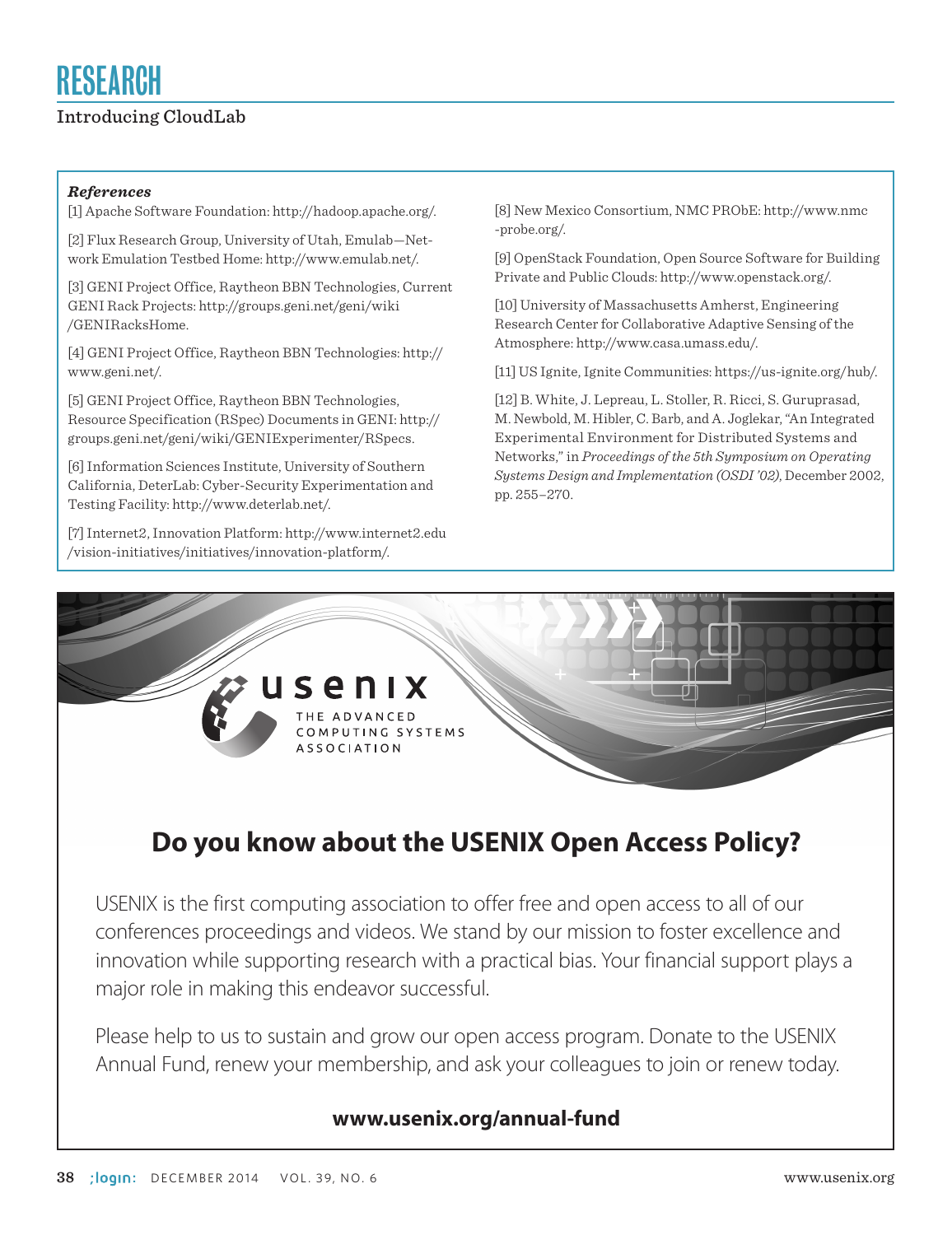### *References*

[1] Apache Software Foundation: http://hadoop.apache.org/.

[2] Flux Research Group, University of Utah, Emulab—Network Emulation Testbed Home: http://www.emulab.net/.

[3] GENI Project Office, Raytheon BBN Technologies, Current GENI Rack Projects: http://groups.geni.net/geni/wiki/GENIRacksHome.

[4] GENI Project Office, Raytheon BBN Technologies: http://www.geni.net/.

[5] GENI Project Office, Raytheon BBN Technologies, Resource Specification (RSpec) Documents in GENI: http://groups.geni.net/geni/wiki/GENIExperimenter/RSpecs.

[6] Information Sciences Institute, University of Southern California, DeterLab: Cyber-Security Experimentation and Testing Facility: http://www.deterlab.net/.

[7] Internet2, Innovation Platform: http://www.internet2.edu/vision-initiatives/initiatives/innovation-platform/.

[8] New Mexico Consortium, NMC PRObE: http://www.nmc-probe.org/.

[9] OpenStack Foundation, Open Source Software for Building Private and Public Clouds: http://www.openstack.org/.

[10] University of Massachusetts Amherst, Engineering Research Center for Collaborative Adaptive Sensing of the Atmosphere: http://www.casa.umass.edu/.

[11] US Ignite, Ignite Communities: https://us-ignite.org/hub/.

[12] B. White, J. Lepreau, L. Stoller, R. Ricci, S. Guruprasad, M. Newbold, M. Hibler, C. Barb, and A. Joglekar, "An Integrated Experimental Environment for Distributed Systems and Networks," in *Proceedings of the 5th Symposium on Operating Systems Design and Implementation (OSDI '02)*, December 2002, pp. 255–270.

usenix
THE ADVANCED COMPUTING SYSTEMS ASSOCIATION

## Do you know about the USENIX Open Access Policy?

USENIX is the first computing association to offer free and open access to all of our conferences proceedings and videos. We stand by our mission to foster excellence and innovation while supporting research with a practical bias. Your financial support plays a major role in making this endeavor successful.

Please help to us to sustain and grow our open access program. Donate to the USENIX Annual Fund, renew your membership, and ask your colleagues to join or renew today.

**www.usenix.org/annual-fund**